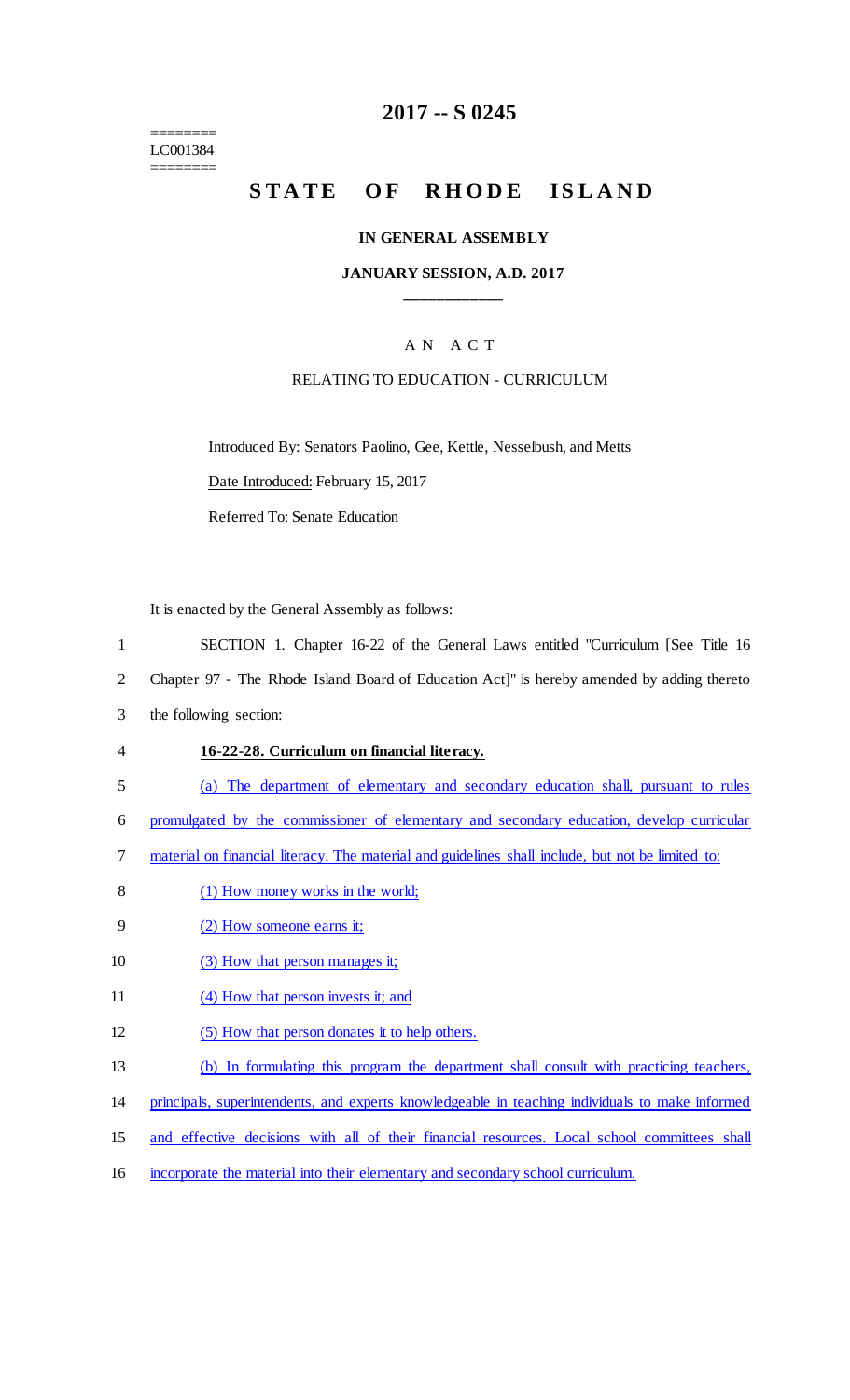========
LC001384
========

# 2017 -- S 0245

# STATE OF RHODE ISLAND

### IN GENERAL ASSEMBLY

### JANUARY SESSION, A.D. 2017

A N A C T

RELATING TO EDUCATION - CURRICULUM

Introduced By: Senators Paolino, Gee, Kettle, Nesselbush, and Metts

Date Introduced: February 15, 2017

Referred To: Senate Education

It is enacted by the General Assembly as follows:

1 SECTION 1. Chapter 16-22 of the General Laws entitled "Curriculum [See Title 16
2 Chapter 97 - The Rhode Island Board of Education Act]" is hereby amended by adding thereto
3 the following section:

4 **16-22-28. Curriculum on financial literacy.**

5 (a) The department of elementary and secondary education shall, pursuant to rules
6 promulgated by the commissioner of elementary and secondary education, develop curricular
7 material on financial literacy. The material and guidelines shall include, but not be limited to:

8 (1) How money works in the world;

9 (2) How someone earns it;

10 (3) How that person manages it;

11 (4) How that person invests it; and

12 (5) How that person donates it to help others.

13 (b) In formulating this program the department shall consult with practicing teachers,
14 principals, superintendents, and experts knowledgeable in teaching individuals to make informed
15 and effective decisions with all of their financial resources. Local school committees shall
16 incorporate the material into their elementary and secondary school curriculum.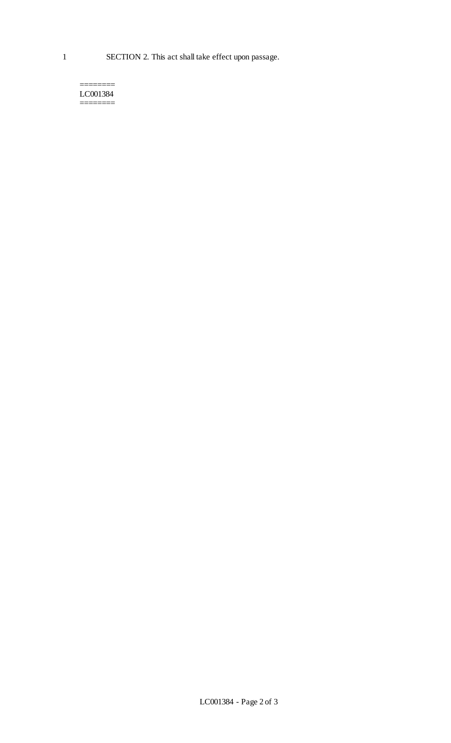SECTION 2. This act shall take effect upon passage.

========
LC001384
========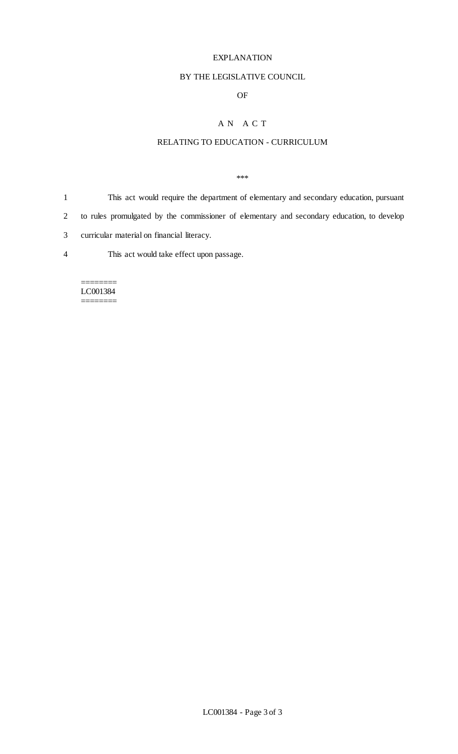EXPLANATION

BY THE LEGISLATIVE COUNCIL

OF

A N A C T

RELATING TO EDUCATION - CURRICULUM

\*\*\*

1 This act would require the department of elementary and secondary education, pursuant
2 to rules promulgated by the commissioner of elementary and secondary education, to develop
3 curricular material on financial literacy.
4 This act would take effect upon passage.

========
LC001384
========